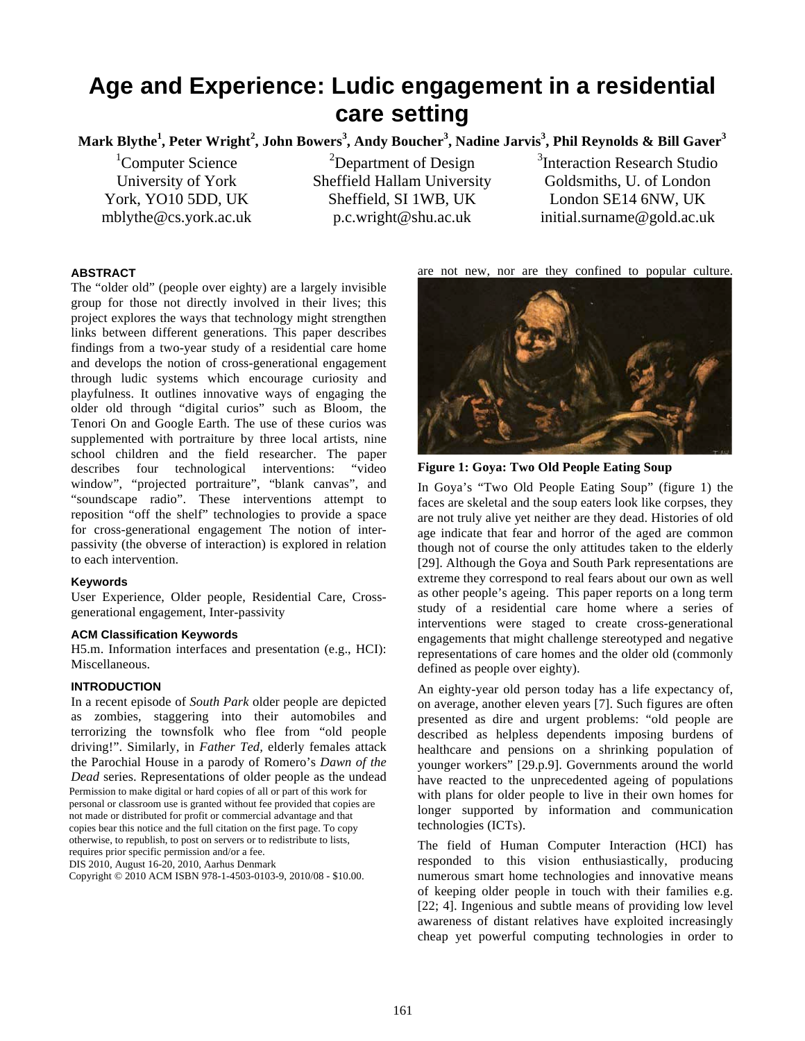# Age and Experience: Ludic engagement in a residential care setting

**Mark Blythe[1], Peter Wright[2], John Bowers[3], Andy Boucher[3], Nadine Jarvis[3], Phil Reynolds & Bill Gaver[3]**

[1]Computer Science
University of York
York, YO10 5DD, UK
mblythe@cs.york.ac.uk

[2]Department of Design
Sheffield Hallam University
Sheffield, SI 1WB, UK
p.c.wright@shu.ac.uk

[3]Interaction Research Studio
Goldsmiths, U. of London
London SE14 6NW, UK
initial.surname@gold.ac.uk

## ABSTRACT

The "older old" (people over eighty) are a largely invisible group for those not directly involved in their lives; this project explores the ways that technology might strengthen links between different generations. This paper describes findings from a two-year study of a residential care home and develops the notion of cross-generational engagement through ludic systems which encourage curiosity and playfulness. It outlines innovative ways of engaging the older old through "digital curios" such as Bloom, the Tenori On and Google Earth. The use of these curios was supplemented with portraiture by three local artists, nine school children and the field researcher. The paper describes four technological interventions: "video window", "projected portraiture", "blank canvas", and "soundscape radio". These interventions attempt to reposition "off the shelf" technologies to provide a space for cross-generational engagement The notion of inter-passivity (the obverse of interaction) is explored in relation to each intervention.

### Keywords

User Experience, Older people, Residential Care, Cross-generational engagement, Inter-passivity

### ACM Classification Keywords

H5.m. Information interfaces and presentation (e.g., HCI): Miscellaneous.

## INTRODUCTION

In a recent episode of *South Park* older people are depicted as zombies, staggering into their automobiles and terrorizing the townsfolk who flee from "old people driving!". Similarly, in *Father Ted*, elderly females attack the Parochial House in a parody of Romero's *Dawn of the Dead* series. Representations of older people as the undead are not new, nor are they confined to popular culture.

Permission to make digital or hard copies of all or part of this work for personal or classroom use is granted without fee provided that copies are not made or distributed for profit or commercial advantage and that copies bear this notice and the full citation on the first page. To copy otherwise, to republish, to post on servers or to redistribute to lists, requires prior specific permission and/or a fee.
DIS 2010, August 16-20, 2010, Aarhus Denmark
Copyright © 2010 ACM ISBN 978-1-4503-0103-9, 2010/08 - $10.00.

**Figure 1: Goya: Two Old People Eating Soup**

In Goya's "Two Old People Eating Soup" (figure 1) the faces are skeletal and the soup eaters look like corpses, they are not truly alive yet neither are they dead. Histories of old age indicate that fear and horror of the aged are common though not of course the only attitudes taken to the elderly [29]. Although the Goya and South Park representations are extreme they correspond to real fears about our own as well as other people's ageing. This paper reports on a long term study of a residential care home where a series of interventions were staged to create cross-generational engagements that might challenge stereotyped and negative representations of care homes and the older old (commonly defined as people over eighty).

An eighty-year old person today has a life expectancy of, on average, another eleven years [7]. Such figures are often presented as dire and urgent problems: "old people are described as helpless dependents imposing burdens of healthcare and pensions on a shrinking population of younger workers" [29.p.9]. Governments around the world have reacted to the unprecedented ageing of populations with plans for older people to live in their own homes for longer supported by information and communication technologies (ICTs).

The field of Human Computer Interaction (HCI) has responded to this vision enthusiastically, producing numerous smart home technologies and innovative means of keeping older people in touch with their families e.g. [22; 4]. Ingenious and subtle means of providing low level awareness of distant relatives have exploited increasingly cheap yet powerful computing technologies in order to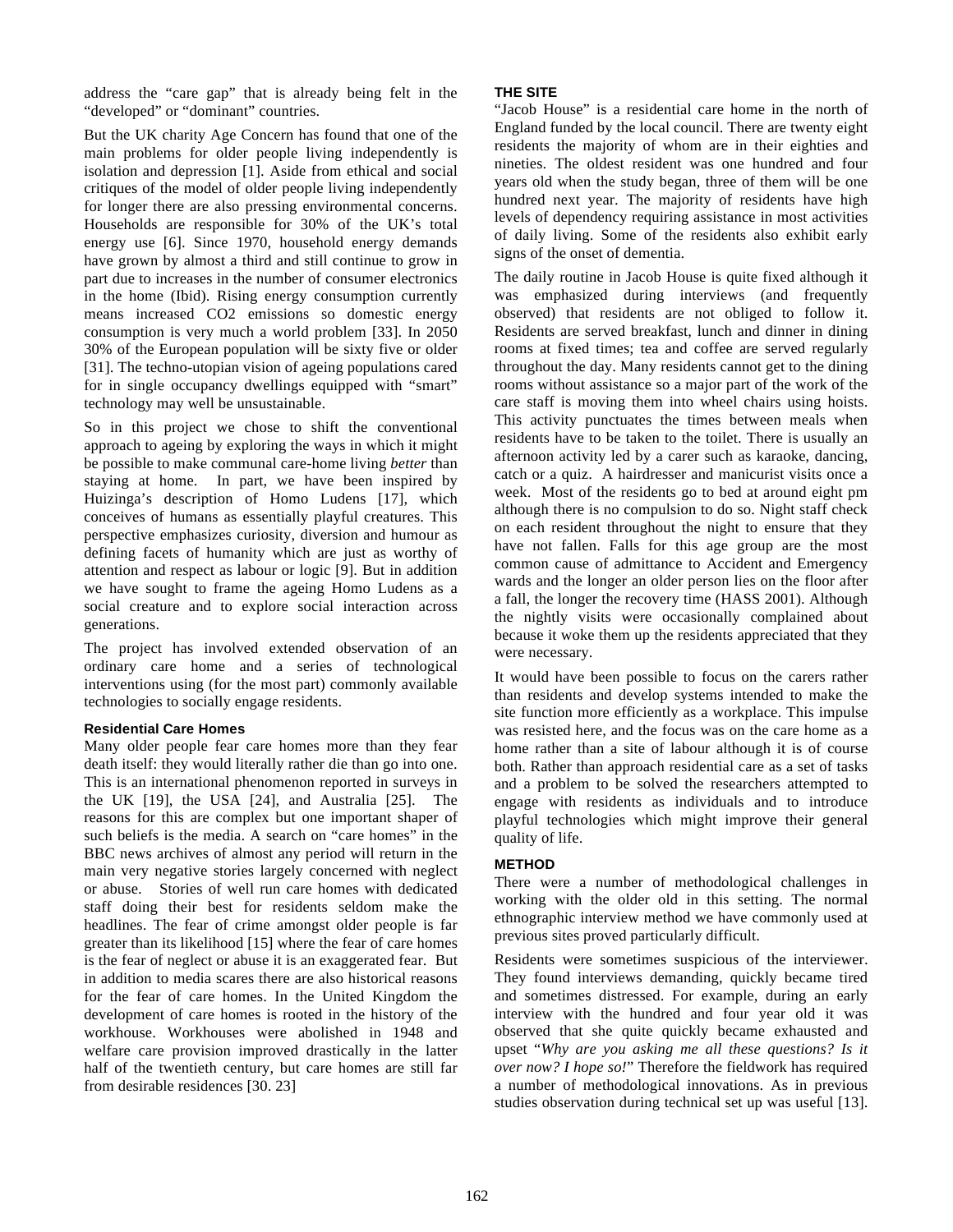address the "care gap" that is already being felt in the "developed" or "dominant" countries.

But the UK charity Age Concern has found that one of the main problems for older people living independently is isolation and depression [1]. Aside from ethical and social critiques of the model of older people living independently for longer there are also pressing environmental concerns. Households are responsible for 30% of the UK's total energy use [6]. Since 1970, household energy demands have grown by almost a third and still continue to grow in part due to increases in the number of consumer electronics in the home (Ibid). Rising energy consumption currently means increased CO2 emissions so domestic energy consumption is very much a world problem [33]. In 2050 30% of the European population will be sixty five or older [31]. The techno-utopian vision of ageing populations cared for in single occupancy dwellings equipped with "smart" technology may well be unsustainable.

So in this project we chose to shift the conventional approach to ageing by exploring the ways in which it might be possible to make communal care-home living *better* than staying at home. In part, we have been inspired by Huizinga's description of Homo Ludens [17], which conceives of humans as essentially playful creatures. This perspective emphasizes curiosity, diversion and humour as defining facets of humanity which are just as worthy of attention and respect as labour or logic [9]. But in addition we have sought to frame the ageing Homo Ludens as a social creature and to explore social interaction across generations.

The project has involved extended observation of an ordinary care home and a series of technological interventions using (for the most part) commonly available technologies to socially engage residents.

### Residential Care Homes

Many older people fear care homes more than they fear death itself: they would literally rather die than go into one. This is an international phenomenon reported in surveys in the UK [19], the USA [24], and Australia [25]. The reasons for this are complex but one important shaper of such beliefs is the media. A search on "care homes" in the BBC news archives of almost any period will return in the main very negative stories largely concerned with neglect or abuse. Stories of well run care homes with dedicated staff doing their best for residents seldom make the headlines. The fear of crime amongst older people is far greater than its likelihood [15] where the fear of care homes is the fear of neglect or abuse it is an exaggerated fear. But in addition to media scares there are also historical reasons for the fear of care homes. In the United Kingdom the development of care homes is rooted in the history of the workhouse. Workhouses were abolished in 1948 and welfare care provision improved drastically in the latter half of the twentieth century, but care homes are still far from desirable residences [30. 23]

## THE SITE

"Jacob House" is a residential care home in the north of England funded by the local council. There are twenty eight residents the majority of whom are in their eighties and nineties. The oldest resident was one hundred and four years old when the study began, three of them will be one hundred next year. The majority of residents have high levels of dependency requiring assistance in most activities of daily living. Some of the residents also exhibit early signs of the onset of dementia.

The daily routine in Jacob House is quite fixed although it was emphasized during interviews (and frequently observed) that residents are not obliged to follow it. Residents are served breakfast, lunch and dinner in dining rooms at fixed times; tea and coffee are served regularly throughout the day. Many residents cannot get to the dining rooms without assistance so a major part of the work of the care staff is moving them into wheel chairs using hoists. This activity punctuates the times between meals when residents have to be taken to the toilet. There is usually an afternoon activity led by a carer such as karaoke, dancing, catch or a quiz. A hairdresser and manicurist visits once a week. Most of the residents go to bed at around eight pm although there is no compulsion to do so. Night staff check on each resident throughout the night to ensure that they have not fallen. Falls for this age group are the most common cause of admittance to Accident and Emergency wards and the longer an older person lies on the floor after a fall, the longer the recovery time (HASS 2001). Although the nightly visits were occasionally complained about because it woke them up the residents appreciated that they were necessary.

It would have been possible to focus on the carers rather than residents and develop systems intended to make the site function more efficiently as a workplace. This impulse was resisted here, and the focus was on the care home as a home rather than a site of labour although it is of course both. Rather than approach residential care as a set of tasks and a problem to be solved the researchers attempted to engage with residents as individuals and to introduce playful technologies which might improve their general quality of life.

## METHOD

There were a number of methodological challenges in working with the older old in this setting. The normal ethnographic interview method we have commonly used at previous sites proved particularly difficult.

Residents were sometimes suspicious of the interviewer. They found interviews demanding, quickly became tired and sometimes distressed. For example, during an early interview with the hundred and four year old it was observed that she quite quickly became exhausted and upset "*Why are you asking me all these questions? Is it over now? I hope so!*" Therefore the fieldwork has required a number of methodological innovations. As in previous studies observation during technical set up was useful [13].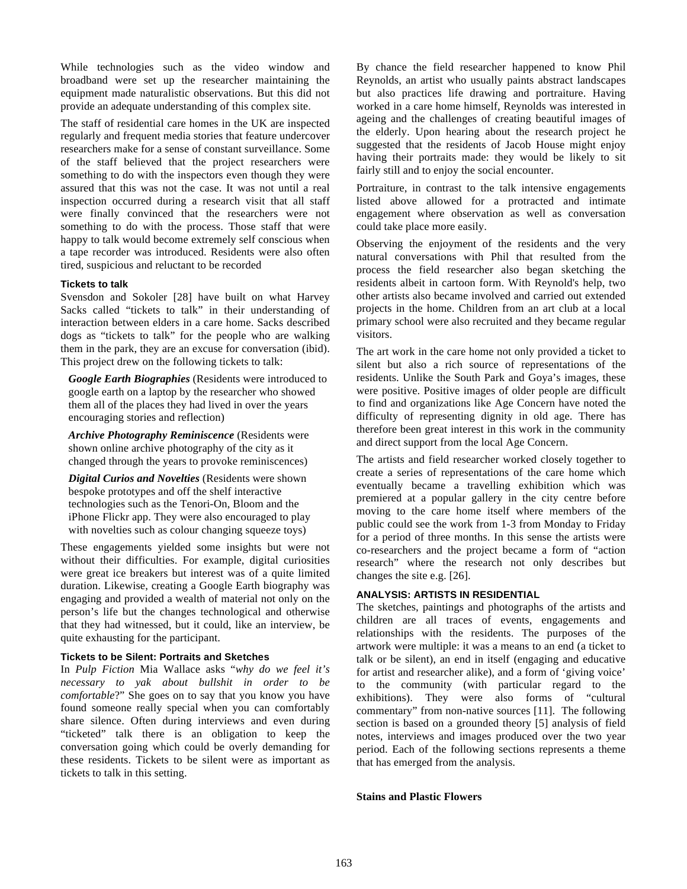While technologies such as the video window and broadband were set up the researcher maintaining the equipment made naturalistic observations. But this did not provide an adequate understanding of this complex site.

The staff of residential care homes in the UK are inspected regularly and frequent media stories that feature undercover researchers make for a sense of constant surveillance. Some of the staff believed that the project researchers were something to do with the inspectors even though they were assured that this was not the case. It was not until a real inspection occurred during a research visit that all staff were finally convinced that the researchers were not something to do with the process. Those staff that were happy to talk would become extremely self conscious when a tape recorder was introduced. Residents were also often tired, suspicious and reluctant to be recorded

#### Tickets to talk

Svensdon and Sokoler [28] have built on what Harvey Sacks called "tickets to talk" in their understanding of interaction between elders in a care home. Sacks described dogs as "tickets to talk" for the people who are walking them in the park, they are an excuse for conversation (ibid). This project drew on the following tickets to talk:

- ***Google Earth Biographies*** (Residents were introduced to google earth on a laptop by the researcher who showed them all of the places they had lived in over the years encouraging stories and reflection)
- ***Archive Photography Reminiscence*** (Residents were shown online archive photography of the city as it changed through the years to provoke reminiscences)
- ***Digital Curios and Novelties*** (Residents were shown bespoke prototypes and off the shelf interactive technologies such as the Tenori-On, Bloom and the iPhone Flickr app. They were also encouraged to play with novelties such as colour changing squeeze toys)

These engagements yielded some insights but were not without their difficulties. For example, digital curiosities were great ice breakers but interest was of a quite limited duration. Likewise, creating a Google Earth biography was engaging and provided a wealth of material not only on the person's life but the changes technological and otherwise that they had witnessed, but it could, like an interview, be quite exhausting for the participant.

#### Tickets to be Silent: Portraits and Sketches

In *Pulp Fiction* Mia Wallace asks "*why do we feel it's necessary to yak about bullshit in order to be comfortable*?" She goes on to say that you know you have found someone really special when you can comfortably share silence. Often during interviews and even during "ticketed" talk there is an obligation to keep the conversation going which could be overly demanding for these residents. Tickets to be silent were as important as tickets to talk in this setting.

By chance the field researcher happened to know Phil Reynolds, an artist who usually paints abstract landscapes but also practices life drawing and portraiture. Having worked in a care home himself, Reynolds was interested in ageing and the challenges of creating beautiful images of the elderly. Upon hearing about the research project he suggested that the residents of Jacob House might enjoy having their portraits made: they would be likely to sit fairly still and to enjoy the social encounter.

Portraiture, in contrast to the talk intensive engagements listed above allowed for a protracted and intimate engagement where observation as well as conversation could take place more easily.

Observing the enjoyment of the residents and the very natural conversations with Phil that resulted from the process the field researcher also began sketching the residents albeit in cartoon form. With Reynold's help, two other artists also became involved and carried out extended projects in the home. Children from an art club at a local primary school were also recruited and they became regular visitors.

The art work in the care home not only provided a ticket to silent but also a rich source of representations of the residents. Unlike the South Park and Goya's images, these were positive. Positive images of older people are difficult to find and organizations like Age Concern have noted the difficulty of representing dignity in old age. There has therefore been great interest in this work in the community and direct support from the local Age Concern.

The artists and field researcher worked closely together to create a series of representations of the care home which eventually became a travelling exhibition which was premiered at a popular gallery in the city centre before moving to the care home itself where members of the public could see the work from 1-3 from Monday to Friday for a period of three months. In this sense the artists were co-researchers and the project became a form of "action research" where the research not only describes but changes the site e.g. [26].

## ANALYSIS: ARTISTS IN RESIDENTIAL

The sketches, paintings and photographs of the artists and children are all traces of events, engagements and relationships with the residents. The purposes of the artwork were multiple: it was a means to an end (a ticket to talk or be silent), an end in itself (engaging and educative for artist and researcher alike), and a form of 'giving voice' to the community (with particular regard to the exhibitions). They were also forms of "cultural commentary" from non-native sources [11]. The following section is based on a grounded theory [5] analysis of field notes, interviews and images produced over the two year period. Each of the following sections represents a theme that has emerged from the analysis.

#### Stains and Plastic Flowers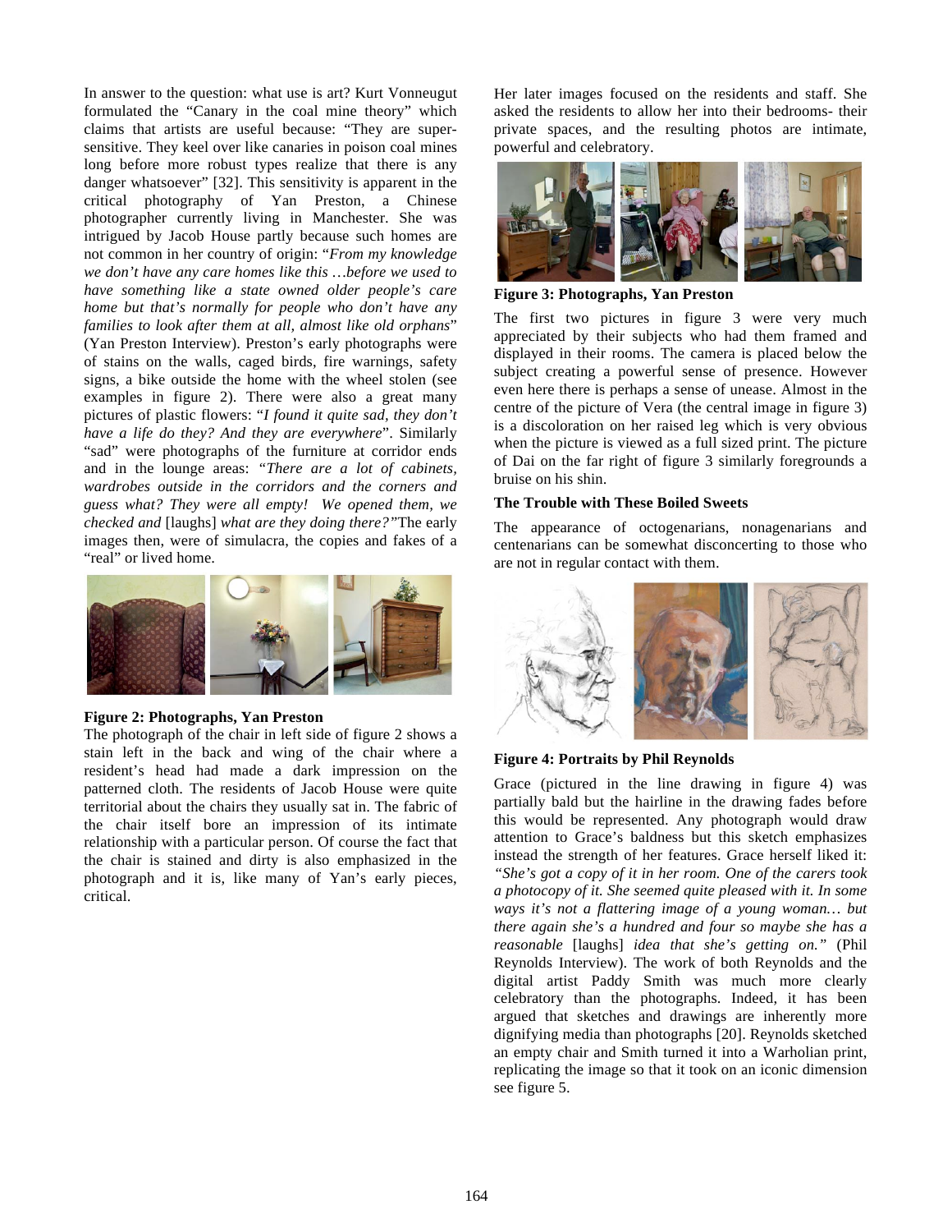In answer to the question: what use is art? Kurt Vonneugut formulated the “Canary in the coal mine theory” which claims that artists are useful because: “They are super-sensitive. They keel over like canaries in poison coal mines long before more robust types realize that there is any danger whatsoever” [32]. This sensitivity is apparent in the critical photography of Yan Preston, a Chinese photographer currently living in Manchester. She was intrigued by Jacob House partly because such homes are not common in her country of origin: “*From my knowledge we don’t have any care homes like this …before we used to have something like a state owned older people’s care home but that’s normally for people who don’t have any families to look after them at all, almost like old orphans*” (Yan Preston Interview). Preston’s early photographs were of stains on the walls, caged birds, fire warnings, safety signs, a bike outside the home with the wheel stolen (see examples in figure 2). There were also a great many pictures of plastic flowers: “*I found it quite sad, they don’t have a life do they? And they are everywhere*”. Similarly “sad” were photographs of the furniture at corridor ends and in the lounge areas: *“There are a lot of cabinets, wardrobes outside in the corridors and the corners and guess what? They were all empty! We opened them, we checked and* [laughs] *what are they doing there?”*The early images then, were of simulacra, the copies and fakes of a “real” or lived home.

**Figure 2: Photographs, Yan Preston**

The photograph of the chair in left side of figure 2 shows a stain left in the back and wing of the chair where a resident’s head had made a dark impression on the patterned cloth. The residents of Jacob House were quite territorial about the chairs they usually sat in. The fabric of the chair itself bore an impression of its intimate relationship with a particular person. Of course the fact that the chair is stained and dirty is also emphasized in the photograph and it is, like many of Yan’s early pieces, critical.

Her later images focused on the residents and staff. She asked the residents to allow her into their bedrooms- their private spaces, and the resulting photos are intimate, powerful and celebratory.

**Figure 3: Photographs, Yan Preston**

The first two pictures in figure 3 were very much appreciated by their subjects who had them framed and displayed in their rooms. The camera is placed below the subject creating a powerful sense of presence. However even here there is perhaps a sense of unease. Almost in the centre of the picture of Vera (the central image in figure 3) is a discoloration on her raised leg which is very obvious when the picture is viewed as a full sized print. The picture of Dai on the far right of figure 3 similarly foregrounds a bruise on his shin.

**The Trouble with These Boiled Sweets**

The appearance of octogenarians, nonagenarians and centenarians can be somewhat disconcerting to those who are not in regular contact with them.

**Figure 4: Portraits by Phil Reynolds**

Grace (pictured in the line drawing in figure 4) was partially bald but the hairline in the drawing fades before this would be represented. Any photograph would draw attention to Grace’s baldness but this sketch emphasizes instead the strength of her features. Grace herself liked it: *“She’s got a copy of it in her room. One of the carers took a photocopy of it. She seemed quite pleased with it. In some ways it’s not a flattering image of a young woman… but there again she’s a hundred and four so maybe she has a reasonable* [laughs] *idea that she’s getting on.”* (Phil Reynolds Interview). The work of both Reynolds and the digital artist Paddy Smith was much more clearly celebratory than the photographs. Indeed, it has been argued that sketches and drawings are inherently more dignifying media than photographs [20]. Reynolds sketched an empty chair and Smith turned it into a Warholian print, replicating the image so that it took on an iconic dimension see figure 5.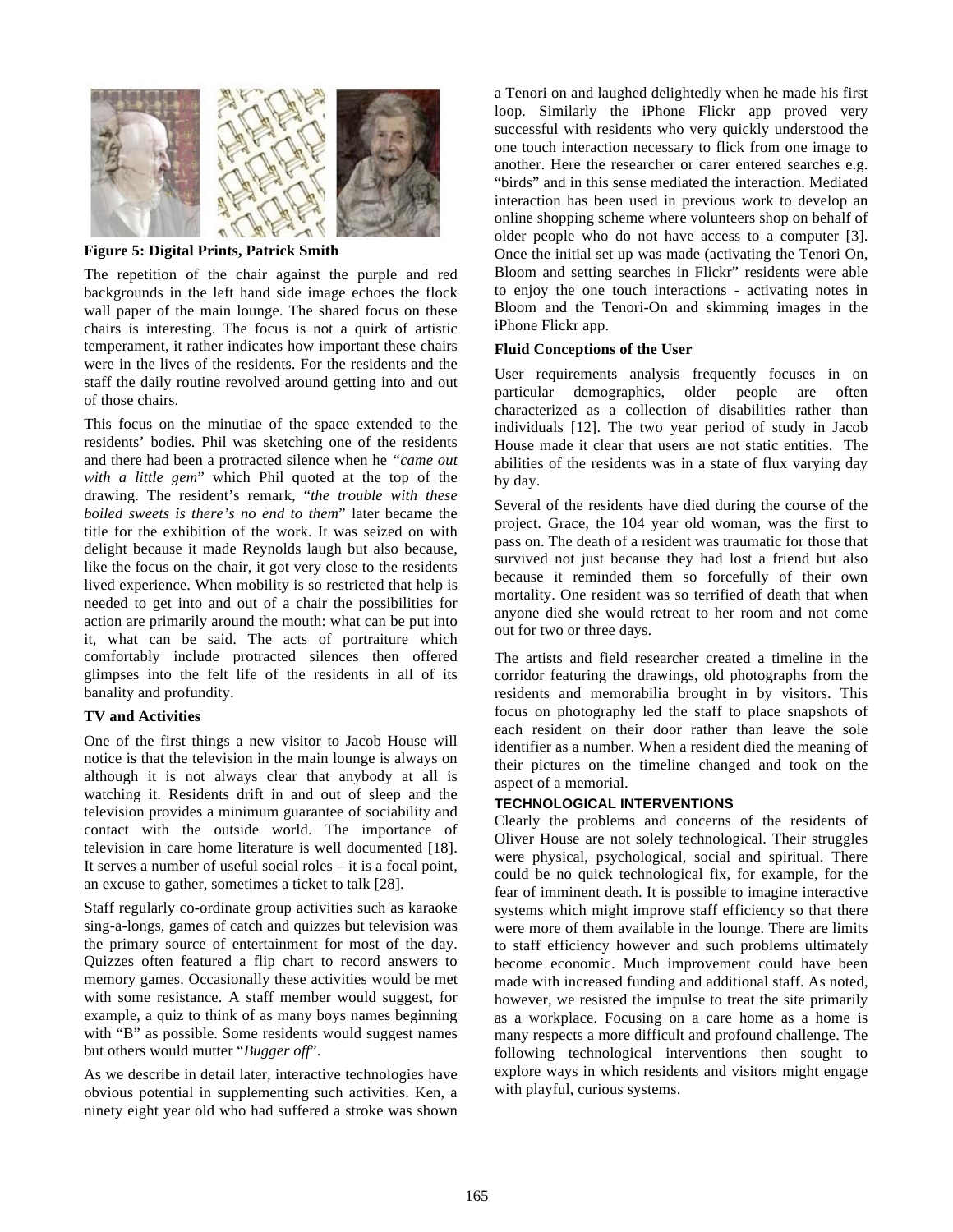**Figure 5: Digital Prints, Patrick Smith**

The repetition of the chair against the purple and red backgrounds in the left hand side image echoes the flock wall paper of the main lounge. The shared focus on these chairs is interesting. The focus is not a quirk of artistic temperament, it rather indicates how important these chairs were in the lives of the residents. For the residents and the staff the daily routine revolved around getting into and out of those chairs.

This focus on the minutiae of the space extended to the residents' bodies. Phil was sketching one of the residents and there had been a protracted silence when he *"came out with a little gem"* which Phil quoted at the top of the drawing. The resident's remark, "*the trouble with these boiled sweets is there's no end to them*" later became the title for the exhibition of the work. It was seized on with delight because it made Reynolds laugh but also because, like the focus on the chair, it got very close to the residents lived experience. When mobility is so restricted that help is needed to get into and out of a chair the possibilities for action are primarily around the mouth: what can be put into it, what can be said. The acts of portraiture which comfortably include protracted silences then offered glimpses into the felt life of the residents in all of its banality and profundity.

**TV and Activities**

One of the first things a new visitor to Jacob House will notice is that the television in the main lounge is always on although it is not always clear that anybody at all is watching it. Residents drift in and out of sleep and the television provides a minimum guarantee of sociability and contact with the outside world. The importance of television in care home literature is well documented [18]. It serves a number of useful social roles – it is a focal point, an excuse to gather, sometimes a ticket to talk [28].

Staff regularly co-ordinate group activities such as karaoke sing-a-longs, games of catch and quizzes but television was the primary source of entertainment for most of the day. Quizzes often featured a flip chart to record answers to memory games. Occasionally these activities would be met with some resistance. A staff member would suggest, for example, a quiz to think of as many boys names beginning with "B" as possible. Some residents would suggest names but others would mutter "*Bugger off*".

As we describe in detail later, interactive technologies have obvious potential in supplementing such activities. Ken, a ninety eight year old who had suffered a stroke was shown a Tenori on and laughed delightedly when he made his first loop. Similarly the iPhone Flickr app proved very successful with residents who very quickly understood the one touch interaction necessary to flick from one image to another. Here the researcher or carer entered searches e.g. "birds" and in this sense mediated the interaction. Mediated interaction has been used in previous work to develop an online shopping scheme where volunteers shop on behalf of older people who do not have access to a computer [3]. Once the initial set up was made (activating the Tenori On, Bloom and setting searches in Flickr" residents were able to enjoy the one touch interactions - activating notes in Bloom and the Tenori-On and skimming images in the iPhone Flickr app.

**Fluid Conceptions of the User**

User requirements analysis frequently focuses in on particular demographics, older people are often characterized as a collection of disabilities rather than individuals [12]. The two year period of study in Jacob House made it clear that users are not static entities. The abilities of the residents was in a state of flux varying day by day.

Several of the residents have died during the course of the project. Grace, the 104 year old woman, was the first to pass on. The death of a resident was traumatic for those that survived not just because they had lost a friend but also because it reminded them so forcefully of their own mortality. One resident was so terrified of death that when anyone died she would retreat to her room and not come out for two or three days.

The artists and field researcher created a timeline in the corridor featuring the drawings, old photographs from the residents and memorabilia brought in by visitors. This focus on photography led the staff to place snapshots of each resident on their door rather than leave the sole identifier as a number. When a resident died the meaning of their pictures on the timeline changed and took on the aspect of a memorial.

## TECHNOLOGICAL INTERVENTIONS

Clearly the problems and concerns of the residents of Oliver House are not solely technological. Their struggles were physical, psychological, social and spiritual. There could be no quick technological fix, for example, for the fear of imminent death. It is possible to imagine interactive systems which might improve staff efficiency so that there were more of them available in the lounge. There are limits to staff efficiency however and such problems ultimately become economic. Much improvement could have been made with increased funding and additional staff. As noted, however, we resisted the impulse to treat the site primarily as a workplace. Focusing on a care home as a home is many respects a more difficult and profound challenge. The following technological interventions then sought to explore ways in which residents and visitors might engage with playful, curious systems.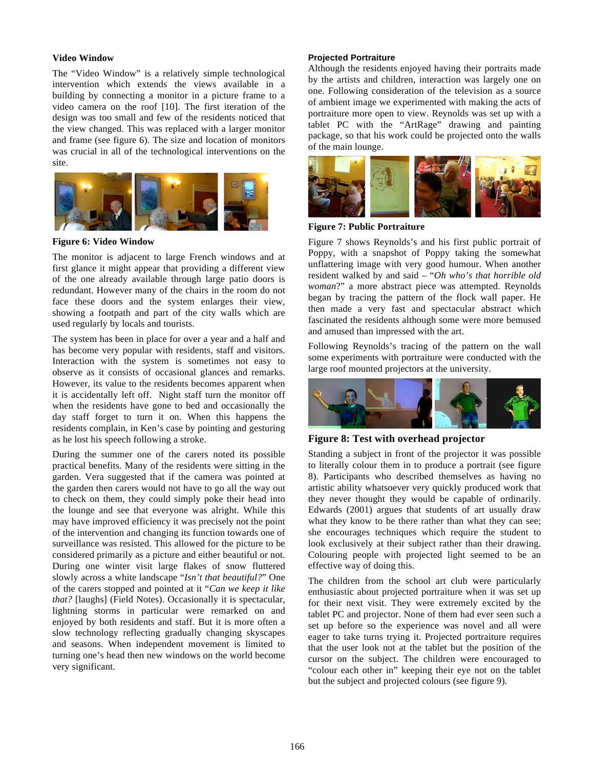### Video Window

The "Video Window" is a relatively simple technological intervention which extends the views available in a building by connecting a monitor in a picture frame to a video camera on the roof [10]. The first iteration of the design was too small and few of the residents noticed that the view changed. This was replaced with a larger monitor and frame (see figure 6). The size and location of monitors was crucial in all of the technological interventions on the site.

**Figure 6: Video Window**

The monitor is adjacent to large French windows and at first glance it might appear that providing a different view of the one already available through large patio doors is redundant. However many of the chairs in the room do not face these doors and the system enlarges their view, showing a footpath and part of the city walls which are used regularly by locals and tourists.

The system has been in place for over a year and a half and has become very popular with residents, staff and visitors. Interaction with the system is sometimes not easy to observe as it consists of occasional glances and remarks. However, its value to the residents becomes apparent when it is accidentally left off. Night staff turn the monitor off when the residents have gone to bed and occasionally the day staff forget to turn it on. When this happens the residents complain, in Ken's case by pointing and gesturing as he lost his speech following a stroke.

During the summer one of the carers noted its possible practical benefits. Many of the residents were sitting in the garden. Vera suggested that if the camera was pointed at the garden then carers would not have to go all the way out to check on them, they could simply poke their head into the lounge and see that everyone was alright. While this may have improved efficiency it was precisely not the point of the intervention and changing its function towards one of surveillance was resisted. This allowed for the picture to be considered primarily as a picture and either beautiful or not. During one winter visit large flakes of snow fluttered slowly across a white landscape "*Isn't that beautiful?*" One of the carers stopped and pointed at it "*Can we keep it like that?* [laughs] (Field Notes). Occasionally it is spectacular, lightning storms in particular were remarked on and enjoyed by both residents and staff. But it is more often a slow technology reflecting gradually changing skyscapes and seasons. When independent movement is limited to turning one's head then new windows on the world become very significant.

### Projected Portraiture

Although the residents enjoyed having their portraits made by the artists and children, interaction was largely one on one. Following consideration of the television as a source of ambient image we experimented with making the acts of portraiture more open to view. Reynolds was set up with a tablet PC with the "ArtRage" drawing and painting package, so that his work could be projected onto the walls of the main lounge.

**Figure 7: Public Portraiture**

Figure 7 shows Reynolds's and his first public portrait of Poppy, with a snapshot of Poppy taking the somewhat unflattering image with very good humour. When another resident walked by and said – "*Oh who's that horrible old woman*?" a more abstract piece was attempted. Reynolds began by tracing the pattern of the flock wall paper. He then made a very fast and spectacular abstract which fascinated the residents although some were more bemused and amused than impressed with the art.

Following Reynolds's tracing of the pattern on the wall some experiments with portraiture were conducted with the large roof mounted projectors at the university.

**Figure 8: Test with overhead projector**

Standing a subject in front of the projector it was possible to literally colour them in to produce a portrait (see figure 8). Participants who described themselves as having no artistic ability whatsoever very quickly produced work that they never thought they would be capable of ordinarily. Edwards (2001) argues that students of art usually draw what they know to be there rather than what they can see; she encourages techniques which require the student to look exclusively at their subject rather than their drawing. Colouring people with projected light seemed to be an effective way of doing this.

The children from the school art club were particularly enthusiastic about projected portraiture when it was set up for their next visit. They were extremely excited by the tablet PC and projector. None of them had ever seen such a set up before so the experience was novel and all were eager to take turns trying it. Projected portraiture requires that the user look not at the tablet but the position of the cursor on the subject. The children were encouraged to "colour each other in" keeping their eye not on the tablet but the subject and projected colours (see figure 9).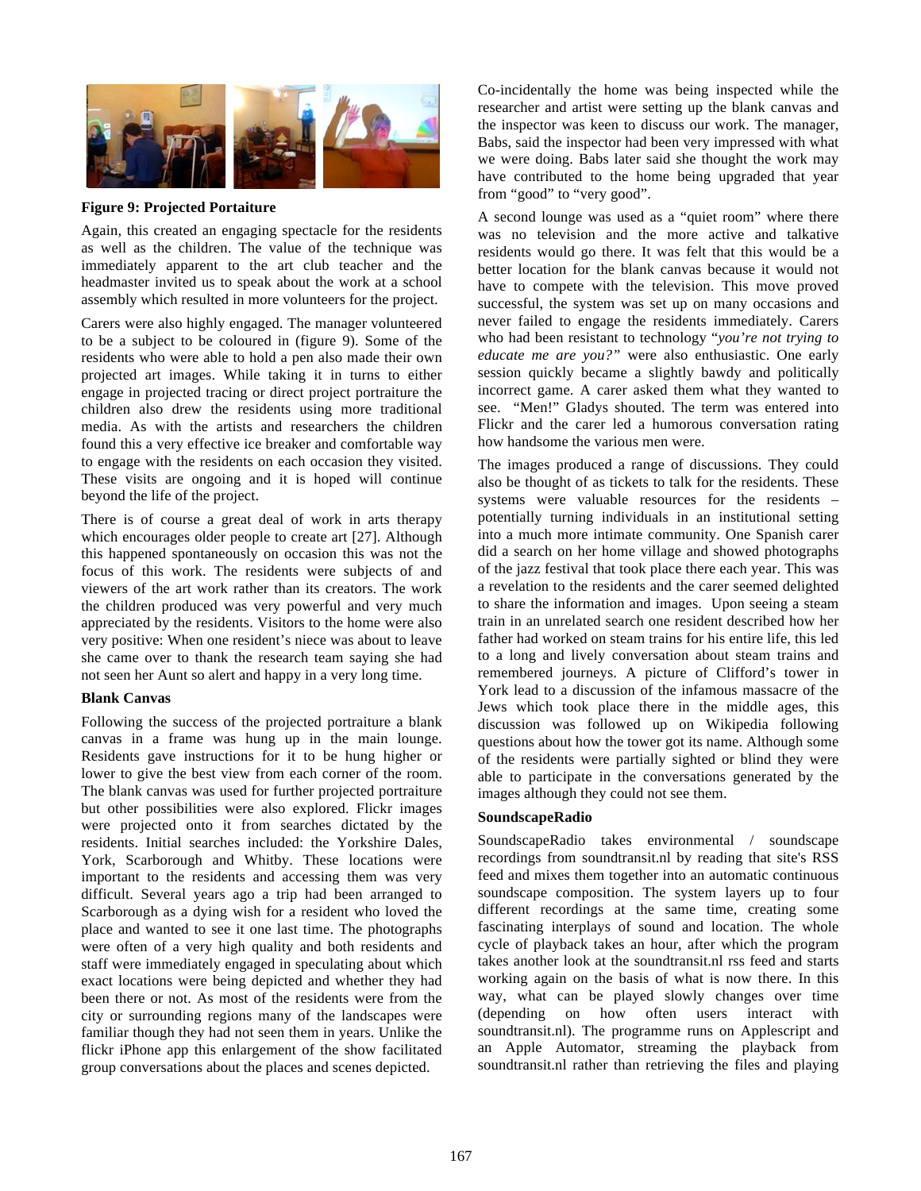**Figure 9: Projected Portaiture**

Again, this created an engaging spectacle for the residents as well as the children. The value of the technique was immediately apparent to the art club teacher and the headmaster invited us to speak about the work at a school assembly which resulted in more volunteers for the project.

Carers were also highly engaged. The manager volunteered to be a subject to be coloured in (figure 9). Some of the residents who were able to hold a pen also made their own projected art images. While taking it in turns to either engage in projected tracing or direct project portraiture the children also drew the residents using more traditional media. As with the artists and researchers the children found this a very effective ice breaker and comfortable way to engage with the residents on each occasion they visited. These visits are ongoing and it is hoped will continue beyond the life of the project.

There is of course a great deal of work in arts therapy which encourages older people to create art [27]. Although this happened spontaneously on occasion this was not the focus of this work. The residents were subjects of and viewers of the art work rather than its creators. The work the children produced was very powerful and very much appreciated by the residents. Visitors to the home were also very positive: When one resident's niece was about to leave she came over to thank the research team saying she had not seen her Aunt so alert and happy in a very long time.

**Blank Canvas**

Following the success of the projected portraiture a blank canvas in a frame was hung up in the main lounge. Residents gave instructions for it to be hung higher or lower to give the best view from each corner of the room. The blank canvas was used for further projected portraiture but other possibilities were also explored. Flickr images were projected onto it from searches dictated by the residents. Initial searches included: the Yorkshire Dales, York, Scarborough and Whitby. These locations were important to the residents and accessing them was very difficult. Several years ago a trip had been arranged to Scarborough as a dying wish for a resident who loved the place and wanted to see it one last time. The photographs were often of a very high quality and both residents and staff were immediately engaged in speculating about which exact locations were being depicted and whether they had been there or not. As most of the residents were from the city or surrounding regions many of the landscapes were familiar though they had not seen them in years. Unlike the flickr iPhone app this enlargement of the show facilitated group conversations about the places and scenes depicted.

Co-incidentally the home was being inspected while the researcher and artist were setting up the blank canvas and the inspector was keen to discuss our work. The manager, Babs, said the inspector had been very impressed with what we were doing. Babs later said she thought the work may have contributed to the home being upgraded that year from "good" to "very good".

A second lounge was used as a "quiet room" where there was no television and the more active and talkative residents would go there. It was felt that this would be a better location for the blank canvas because it would not have to compete with the television. This move proved successful, the system was set up on many occasions and never failed to engage the residents immediately. Carers who had been resistant to technology "*you're not trying to educate me are you?*" were also enthusiastic. One early session quickly became a slightly bawdy and politically incorrect game. A carer asked them what they wanted to see. "Men!" Gladys shouted. The term was entered into Flickr and the carer led a humorous conversation rating how handsome the various men were.

The images produced a range of discussions. They could also be thought of as tickets to talk for the residents. These systems were valuable resources for the residents – potentially turning individuals in an institutional setting into a much more intimate community. One Spanish carer did a search on her home village and showed photographs of the jazz festival that took place there each year. This was a revelation to the residents and the carer seemed delighted to share the information and images. Upon seeing a steam train in an unrelated search one resident described how her father had worked on steam trains for his entire life, this led to a long and lively conversation about steam trains and remembered journeys. A picture of Clifford's tower in York lead to a discussion of the infamous massacre of the Jews which took place there in the middle ages, this discussion was followed up on Wikipedia following questions about how the tower got its name. Although some of the residents were partially sighted or blind they were able to participate in the conversations generated by the images although they could not see them.

**SoundscapeRadio**

SoundscapeRadio takes environmental / soundscape recordings from soundtransit.nl by reading that site's RSS feed and mixes them together into an automatic continuous soundscape composition. The system layers up to four different recordings at the same time, creating some fascinating interplays of sound and location. The whole cycle of playback takes an hour, after which the program takes another look at the soundtransit.nl rss feed and starts working again on the basis of what is now there. In this way, what can be played slowly changes over time (depending on how often users interact with soundtransit.nl). The programme runs on Applescript and an Apple Automator, streaming the playback from soundtransit.nl rather than retrieving the files and playing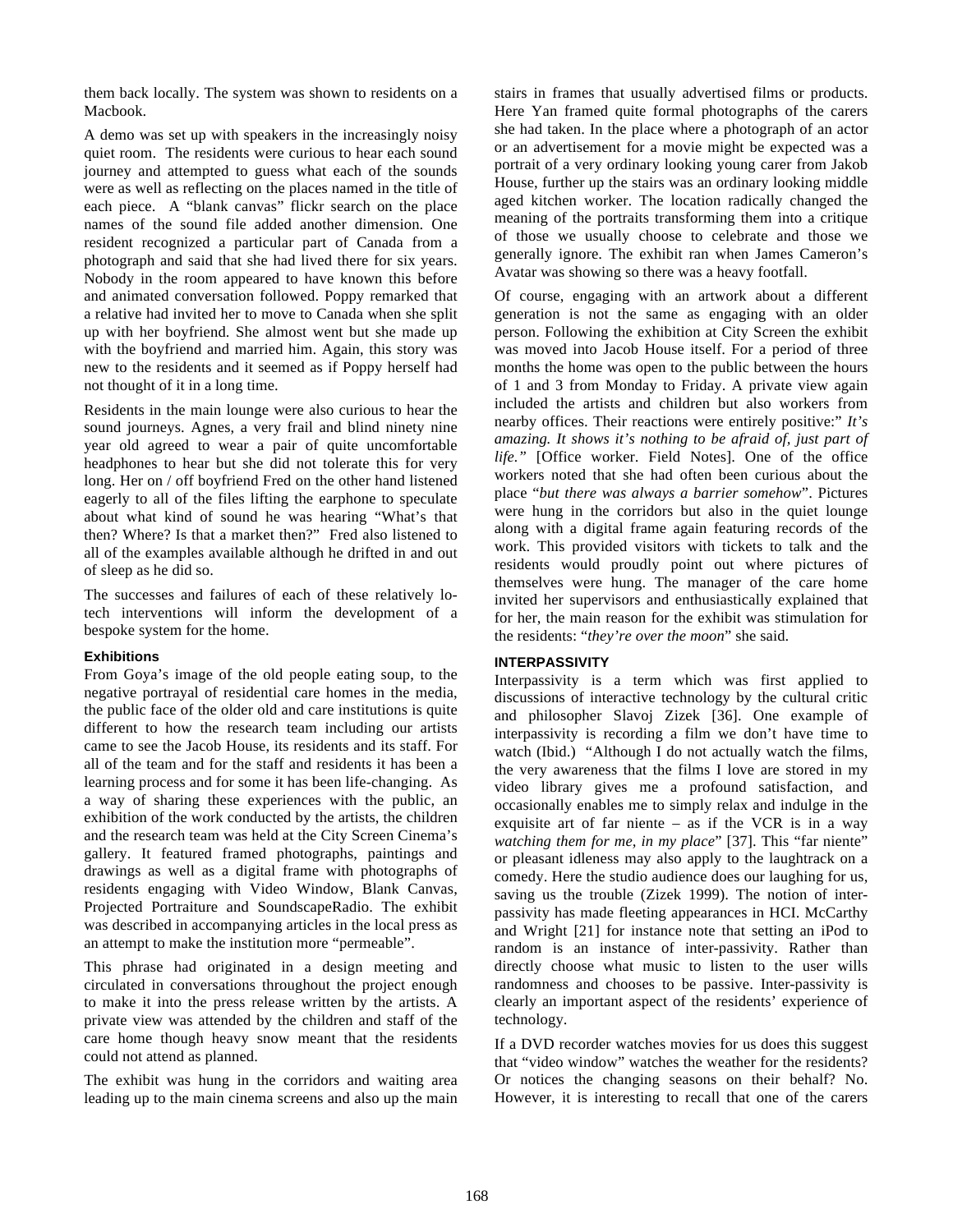them back locally. The system was shown to residents on a Macbook.

A demo was set up with speakers in the increasingly noisy quiet room. The residents were curious to hear each sound journey and attempted to guess what each of the sounds were as well as reflecting on the places named in the title of each piece. A "blank canvas" flickr search on the place names of the sound file added another dimension. One resident recognized a particular part of Canada from a photograph and said that she had lived there for six years. Nobody in the room appeared to have known this before and animated conversation followed. Poppy remarked that a relative had invited her to move to Canada when she split up with her boyfriend. She almost went but she made up with the boyfriend and married him. Again, this story was new to the residents and it seemed as if Poppy herself had not thought of it in a long time.

Residents in the main lounge were also curious to hear the sound journeys. Agnes, a very frail and blind ninety nine year old agreed to wear a pair of quite uncomfortable headphones to hear but she did not tolerate this for very long. Her on / off boyfriend Fred on the other hand listened eagerly to all of the files lifting the earphone to speculate about what kind of sound he was hearing "What's that then? Where? Is that a market then?" Fred also listened to all of the examples available although he drifted in and out of sleep as he did so.

The successes and failures of each of these relatively lo-tech interventions will inform the development of a bespoke system for the home.

### Exhibitions

From Goya's image of the old people eating soup, to the negative portrayal of residential care homes in the media, the public face of the older old and care institutions is quite different to how the research team including our artists came to see the Jacob House, its residents and its staff. For all of the team and for the staff and residents it has been a learning process and for some it has been life-changing. As a way of sharing these experiences with the public, an exhibition of the work conducted by the artists, the children and the research team was held at the City Screen Cinema's gallery. It featured framed photographs, paintings and drawings as well as a digital frame with photographs of residents engaging with Video Window, Blank Canvas, Projected Portraiture and SoundscapeRadio. The exhibit was described in accompanying articles in the local press as an attempt to make the institution more "permeable".

This phrase had originated in a design meeting and circulated in conversations throughout the project enough to make it into the press release written by the artists. A private view was attended by the children and staff of the care home though heavy snow meant that the residents could not attend as planned.

The exhibit was hung in the corridors and waiting area leading up to the main cinema screens and also up the main stairs in frames that usually advertised films or products. Here Yan framed quite formal photographs of the carers she had taken. In the place where a photograph of an actor or an advertisement for a movie might be expected was a portrait of a very ordinary looking young carer from Jakob House, further up the stairs was an ordinary looking middle aged kitchen worker. The location radically changed the meaning of the portraits transforming them into a critique of those we usually choose to celebrate and those we generally ignore. The exhibit ran when James Cameron's Avatar was showing so there was a heavy footfall.

Of course, engaging with an artwork about a different generation is not the same as engaging with an older person. Following the exhibition at City Screen the exhibit was moved into Jacob House itself. For a period of three months the home was open to the public between the hours of 1 and 3 from Monday to Friday. A private view again included the artists and children but also workers from nearby offices. Their reactions were entirely positive:" *It's amazing. It shows it's nothing to be afraid of, just part of life."* [Office worker. Field Notes]. One of the office workers noted that she had often been curious about the place "*but there was always a barrier somehow*". Pictures were hung in the corridors but also in the quiet lounge along with a digital frame again featuring records of the work. This provided visitors with tickets to talk and the residents would proudly point out where pictures of themselves were hung. The manager of the care home invited her supervisors and enthusiastically explained that for her, the main reason for the exhibit was stimulation for the residents: "*they're over the moon*" she said.

## INTERPASSIVITY

Interpassivity is a term which was first applied to discussions of interactive technology by the cultural critic and philosopher Slavoj Zizek [36]. One example of interpassivity is recording a film we don't have time to watch (Ibid.) "Although I do not actually watch the films, the very awareness that the films I love are stored in my video library gives me a profound satisfaction, and occasionally enables me to simply relax and indulge in the exquisite art of far niente – as if the VCR is in a way *watching them for me, in my place*" [37]. This "far niente" or pleasant idleness may also apply to the laughtrack on a comedy. Here the studio audience does our laughing for us, saving us the trouble (Zizek 1999). The notion of inter-passivity has made fleeting appearances in HCI. McCarthy and Wright [21] for instance note that setting an iPod to random is an instance of inter-passivity. Rather than directly choose what music to listen to the user wills randomness and chooses to be passive. Inter-passivity is clearly an important aspect of the residents' experience of technology.

If a DVD recorder watches movies for us does this suggest that "video window" watches the weather for the residents? Or notices the changing seasons on their behalf? No. However, it is interesting to recall that one of the carers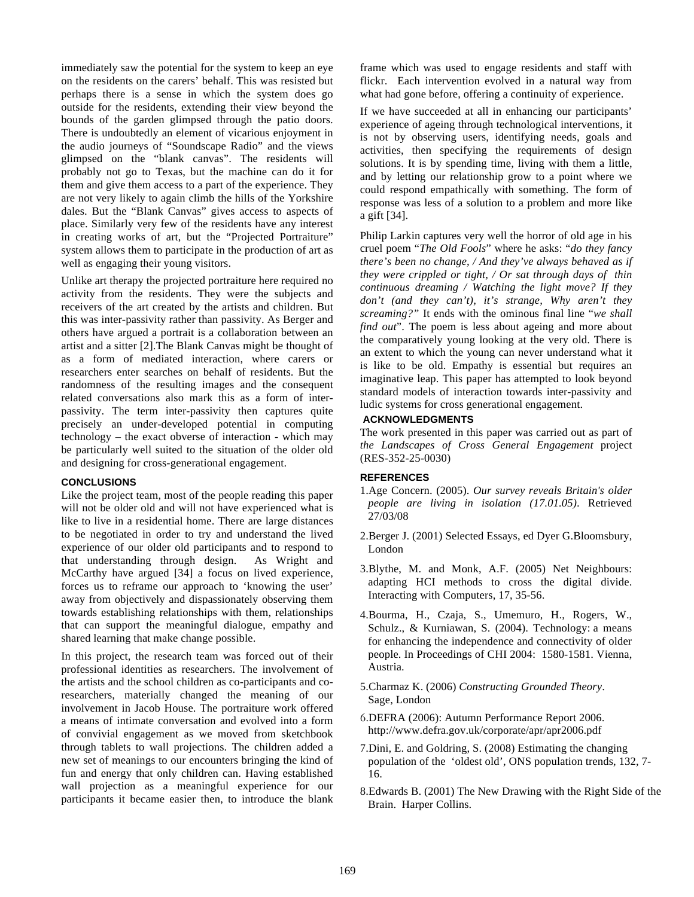immediately saw the potential for the system to keep an eye on the residents on the carers' behalf. This was resisted but perhaps there is a sense in which the system does go outside for the residents, extending their view beyond the bounds of the garden glimpsed through the patio doors. There is undoubtedly an element of vicarious enjoyment in the audio journeys of "Soundscape Radio" and the views glimpsed on the "blank canvas". The residents will probably not go to Texas, but the machine can do it for them and give them access to a part of the experience. They are not very likely to again climb the hills of the Yorkshire dales. But the "Blank Canvas" gives access to aspects of place. Similarly very few of the residents have any interest in creating works of art, but the "Projected Portraiture" system allows them to participate in the production of art as well as engaging their young visitors.

Unlike art therapy the projected portraiture here required no activity from the residents. They were the subjects and receivers of the art created by the artists and children. But this was inter-passivity rather than passivity. As Berger and others have argued a portrait is a collaboration between an artist and a sitter [2].The Blank Canvas might be thought of as a form of mediated interaction, where carers or researchers enter searches on behalf of residents. But the randomness of the resulting images and the consequent related conversations also mark this as a form of inter-passivity. The term inter-passivity then captures quite precisely an under-developed potential in computing technology – the exact obverse of interaction - which may be particularly well suited to the situation of the older old and designing for cross-generational engagement.

## CONCLUSIONS

Like the project team, most of the people reading this paper will not be older old and will not have experienced what is like to live in a residential home. There are large distances to be negotiated in order to try and understand the lived experience of our older old participants and to respond to that understanding through design. As Wright and McCarthy have argued [34] a focus on lived experience, forces us to reframe our approach to 'knowing the user' away from objectively and dispassionately observing them towards establishing relationships with them, relationships that can support the meaningful dialogue, empathy and shared learning that make change possible.

In this project, the research team was forced out of their professional identities as researchers. The involvement of the artists and the school children as co-participants and co-researchers, materially changed the meaning of our involvement in Jacob House. The portraiture work offered a means of intimate conversation and evolved into a form of convivial engagement as we moved from sketchbook through tablets to wall projections. The children added a new set of meanings to our encounters bringing the kind of fun and energy that only children can. Having established wall projection as a meaningful experience for our participants it became easier then, to introduce the blank frame which was used to engage residents and staff with flickr. Each intervention evolved in a natural way from what had gone before, offering a continuity of experience.

If we have succeeded at all in enhancing our participants' experience of ageing through technological interventions, it is not by observing users, identifying needs, goals and activities, then specifying the requirements of design solutions. It is by spending time, living with them a little, and by letting our relationship grow to a point where we could respond empathically with something. The form of response was less of a solution to a problem and more like a gift [34].

Philip Larkin captures very well the horror of old age in his cruel poem "*The Old Fools*" where he asks: "*do they fancy there's been no change, / And they've always behaved as if they were crippled or tight, / Or sat through days of thin continuous dreaming / Watching the light move? If they don't (and they can't), it's strange, Why aren't they screaming?"* It ends with the ominous final line "*we shall find out*". The poem is less about ageing and more about the comparatively young looking at the very old. There is an extent to which the young can never understand what it is like to be old. Empathy is essential but requires an imaginative leap. This paper has attempted to look beyond standard models of interaction towards inter-passivity and ludic systems for cross generational engagement.

## ACKNOWLEDGMENTS

The work presented in this paper was carried out as part of *the Landscapes of Cross General Engagement* project (RES-352-25-0030)

## REFERENCES

1. Age Concern. (2005). *Our survey reveals Britain's older people are living in isolation (17.01.05)*. Retrieved 27/03/08
2. Berger J. (2001) Selected Essays, ed Dyer G.Bloomsbury, London
3. Blythe, M. and Monk, A.F. (2005) Net Neighbours: adapting HCI methods to cross the digital divide. Interacting with Computers, 17, 35-56.
4. Bourma, H., Czaja, S., Umemuro, H., Rogers, W., Schulz., & Kurniawan, S. (2004). Technology: a means for enhancing the independence and connectivity of older people. In Proceedings of CHI 2004: 1580-1581. Vienna, Austria.
5. Charmaz K. (2006) *Constructing Grounded Theory*. Sage, London
6. DEFRA (2006): Autumn Performance Report 2006. http://www.defra.gov.uk/corporate/apr/apr2006.pdf
7. Dini, E. and Goldring, S. (2008) Estimating the changing population of the 'oldest old', ONS population trends, 132, 7-16.
8. Edwards B. (2001) The New Drawing with the Right Side of the Brain. Harper Collins.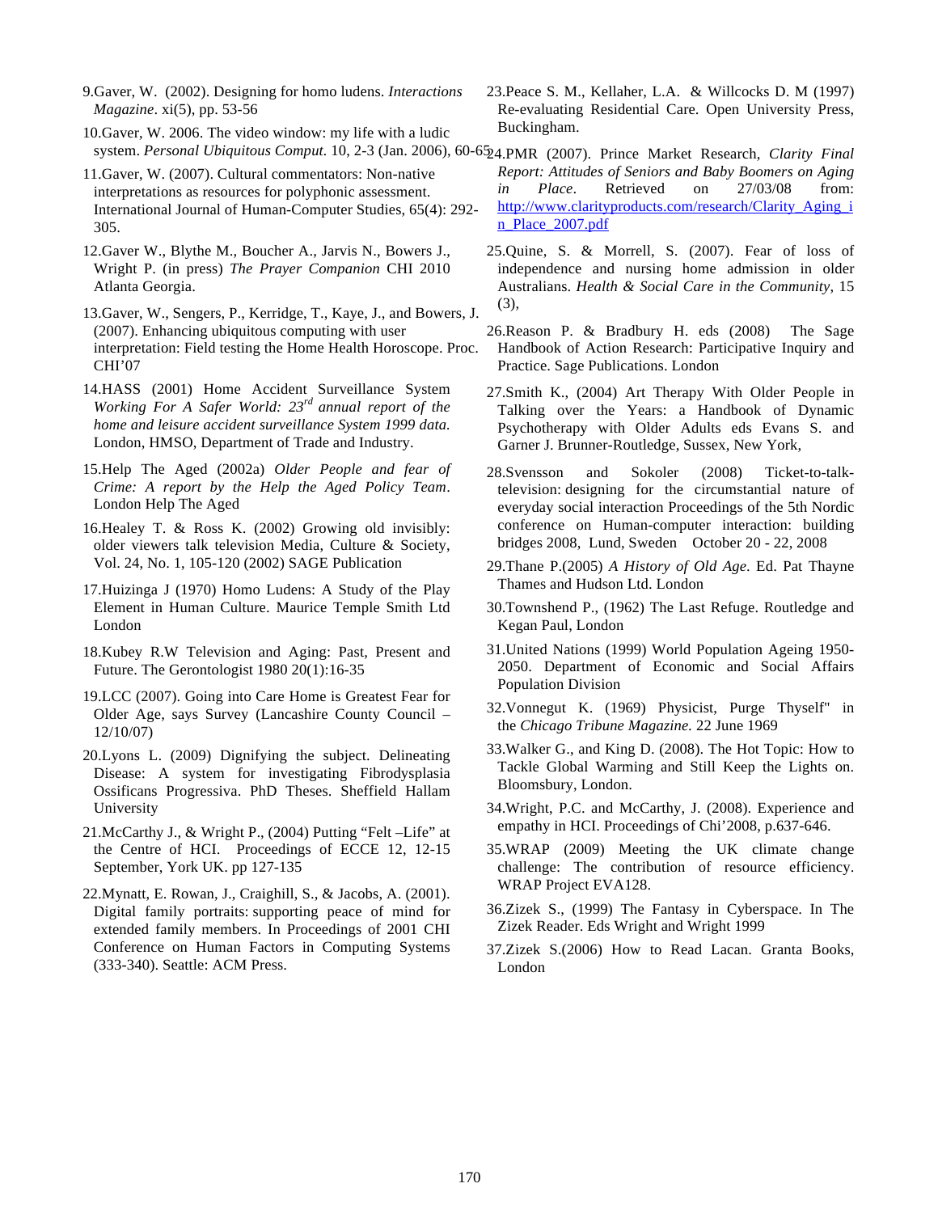9. Gaver, W. (2002). Designing for homo ludens. *Interactions Magazine*. xi(5), pp. 53-56

10. Gaver, W. 2006. The video window: my life with a ludic system. *Personal Ubiquitous Comput.* 10, 2-3 (Jan. 2006), 60-65

11. Gaver, W. (2007). Cultural commentators: Non-native interpretations as resources for polyphonic assessment. International Journal of Human-Computer Studies, 65(4): 292-305.

12. Gaver W., Blythe M., Boucher A., Jarvis N., Bowers J., Wright P. (in press) *The Prayer Companion* CHI 2010 Atlanta Georgia.

13. Gaver, W., Sengers, P., Kerridge, T., Kaye, J., and Bowers, J. (2007). Enhancing ubiquitous computing with user interpretation: Field testing the Home Health Horoscope. Proc. CHI'07

14. HASS (2001) Home Accident Surveillance System *Working For A Safer World: 23rd annual report of the home and leisure accident surveillance System 1999 data.* London, HMSO, Department of Trade and Industry.

15. Help The Aged (2002a) *Older People and fear of Crime: A report by the Help the Aged Policy Team*. London Help The Aged

16. Healey T. & Ross K. (2002) Growing old invisibly: older viewers talk television Media, Culture & Society, Vol. 24, No. 1, 105-120 (2002) SAGE Publication

17. Huizinga J (1970) Homo Ludens: A Study of the Play Element in Human Culture. Maurice Temple Smith Ltd London

18. Kubey R.W Television and Aging: Past, Present and Future. The Gerontologist 1980 20(1):16-35

19. LCC (2007). Going into Care Home is Greatest Fear for Older Age, says Survey (Lancashire County Council – 12/10/07)

20. Lyons L. (2009) Dignifying the subject. Delineating Disease: A system for investigating Fibrodysplasia Ossificans Progressiva. PhD Theses. Sheffield Hallam University

21. McCarthy J., & Wright P., (2004) Putting "Felt –Life" at the Centre of HCI. Proceedings of ECCE 12, 12-15 September, York UK. pp 127-135

22. Mynatt, E. Rowan, J., Craighill, S., & Jacobs, A. (2001). Digital family portraits: supporting peace of mind for extended family members. In Proceedings of 2001 CHI Conference on Human Factors in Computing Systems (333-340). Seattle: ACM Press.

23. Peace S. M., Kellaher, L.A. & Willcocks D. M (1997) Re-evaluating Residential Care. Open University Press, Buckingham.

24. PMR (2007). Prince Market Research, *Clarity Final Report: Attitudes of Seniors and Baby Boomers on Aging in Place*. Retrieved on 27/03/08 from: http://www.clarityproducts.com/research/Clarity_Aging_in_Place_2007.pdf

25. Quine, S. & Morrell, S. (2007). Fear of loss of independence and nursing home admission in older Australians. *Health & Social Care in the Community*, 15 (3),

26. Reason P. & Bradbury H. eds (2008) The Sage Handbook of Action Research: Participative Inquiry and Practice. Sage Publications. London

27. Smith K., (2004) Art Therapy With Older People in Talking over the Years: a Handbook of Dynamic Psychotherapy with Older Adults eds Evans S. and Garner J. Brunner-Routledge, Sussex, New York,

28. Svensson and Sokoler (2008) Ticket-to-talk-television: designing for the circumstantial nature of everyday social interaction Proceedings of the 5th Nordic conference on Human-computer interaction: building bridges 2008, Lund, Sweden October 20 - 22, 2008

29. Thane P.(2005) *A History of Old Age*. Ed. Pat Thayne Thames and Hudson Ltd. London

30. Townshend P., (1962) The Last Refuge. Routledge and Kegan Paul, London

31. United Nations (1999) World Population Ageing 1950-2050. Department of Economic and Social Affairs Population Division

32. Vonnegut K. (1969) Physicist, Purge Thyself" in the *Chicago Tribune Magazine*. 22 June 1969

33. Walker G., and King D. (2008). The Hot Topic: How to Tackle Global Warming and Still Keep the Lights on. Bloomsbury, London.

34. Wright, P.C. and McCarthy, J. (2008). Experience and empathy in HCI. Proceedings of Chi'2008, p.637-646.

35. WRAP (2009) Meeting the UK climate change challenge: The contribution of resource efficiency. WRAP Project EVA128.

36. Zizek S., (1999) The Fantasy in Cyberspace. In The Zizek Reader. Eds Wright and Wright 1999

37. Zizek S.(2006) How to Read Lacan. Granta Books, London